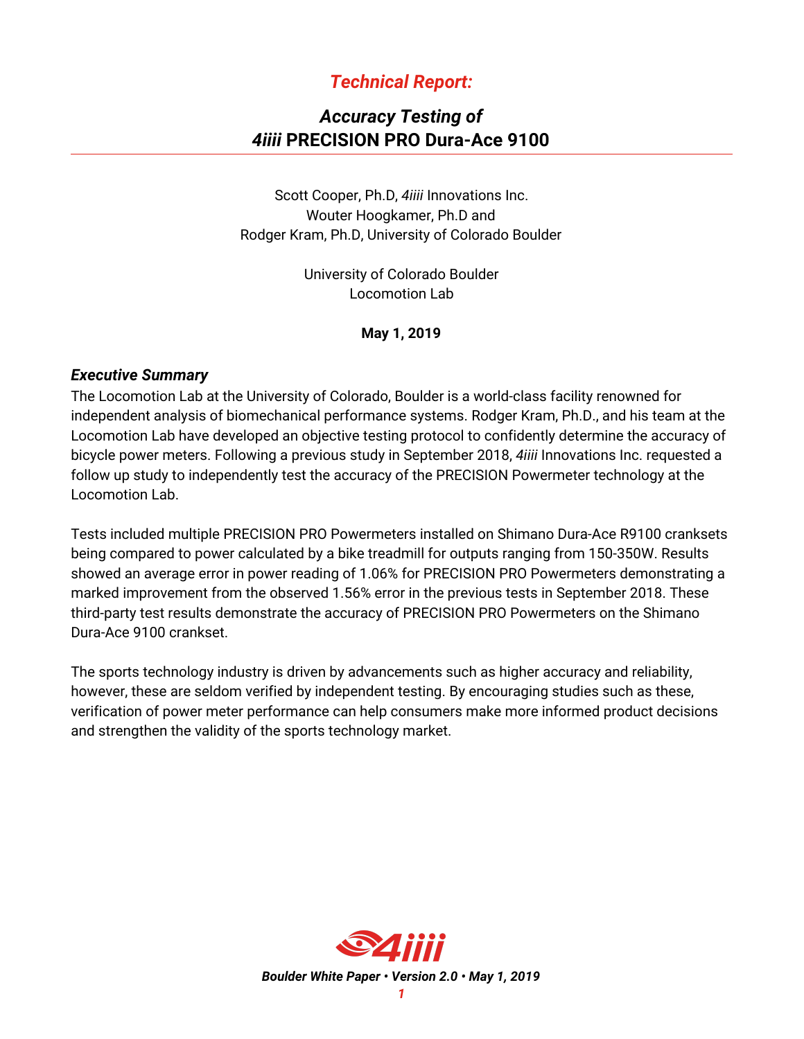# *Technical Report:*

## *Accuracy Testing of* *4iiii* PRECISION PRO Dura-Ace 9100

Scott Cooper, Ph.D, *4iiii* Innovations Inc.
Wouter Hoogkamer, Ph.D and
Rodger Kram, Ph.D, University of Colorado Boulder

University of Colorado Boulder
Locomotion Lab

**May 1, 2019**

### *Executive Summary*

The Locomotion Lab at the University of Colorado, Boulder is a world-class facility renowned for independent analysis of biomechanical performance systems. Rodger Kram, Ph.D., and his team at the Locomotion Lab have developed an objective testing protocol to confidently determine the accuracy of bicycle power meters. Following a previous study in September 2018, *4iiii* Innovations Inc. requested a follow up study to independently test the accuracy of the PRECISION Powermeter technology at the Locomotion Lab.

Tests included multiple PRECISION PRO Powermeters installed on Shimano Dura-Ace R9100 cranksets being compared to power calculated by a bike treadmill for outputs ranging from 150-350W. Results showed an average error in power reading of 1.06% for PRECISION PRO Powermeters demonstrating a marked improvement from the observed 1.56% error in the previous tests in September 2018. These third-party test results demonstrate the accuracy of PRECISION PRO Powermeters on the Shimano Dura-Ace 9100 crankset.

The sports technology industry is driven by advancements such as higher accuracy and reliability, however, these are seldom verified by independent testing. By encouraging studies such as these, verification of power meter performance can help consumers make more informed product decisions and strengthen the validity of the sports technology market.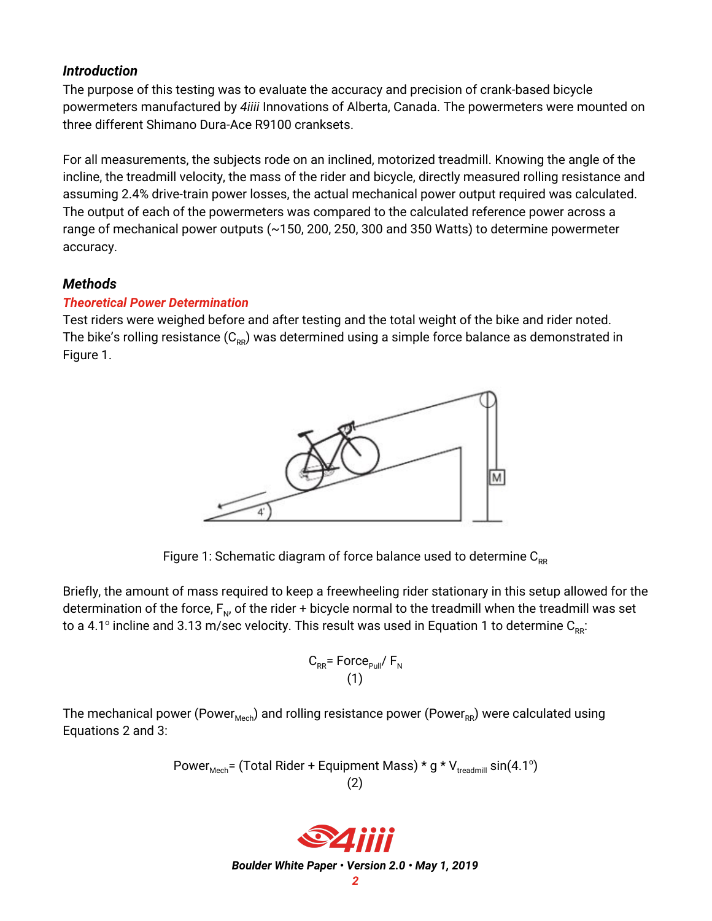### *Introduction*

The purpose of this testing was to evaluate the accuracy and precision of crank-based bicycle powermeters manufactured by *4iiii* Innovations of Alberta, Canada. The powermeters were mounted on three different Shimano Dura-Ace R9100 cranksets.

For all measurements, the subjects rode on an inclined, motorized treadmill. Knowing the angle of the incline, the treadmill velocity, the mass of the rider and bicycle, directly measured rolling resistance and assuming 2.4% drive-train power losses, the actual mechanical power output required was calculated. The output of each of the powermeters was compared to the calculated reference power across a range of mechanical power outputs (~150, 200, 250, 300 and 350 Watts) to determine powermeter accuracy.

### *Methods*

#### *Theoretical Power Determination*

Test riders were weighed before and after testing and the total weight of the bike and rider noted. The bike's rolling resistance ($C_{RR}$) was determined using a simple force balance as demonstrated in Figure 1.

Figure 1: Schematic diagram of force balance used to determine $C_{RR}$

Briefly, the amount of mass required to keep a freewheeling rider stationary in this setup allowed for the determination of the force, $F_N$, of the rider + bicycle normal to the treadmill when the treadmill was set to a 4.1° incline and 3.13 m/sec velocity. This result was used in Equation 1 to determine $C_{RR}$:

$$C_{RR} = Force_{Pull} / F_N \tag{1}$$

The mechanical power ($Power_{Mech}$) and rolling resistance power ($Power_{RR}$) were calculated using Equations 2 and 3:

$$Power_{Mech} = (\text{Total Rider + Equipment Mass}) * g * V_{treadmill} \sin(4.1^{\circ}) \tag{2}$$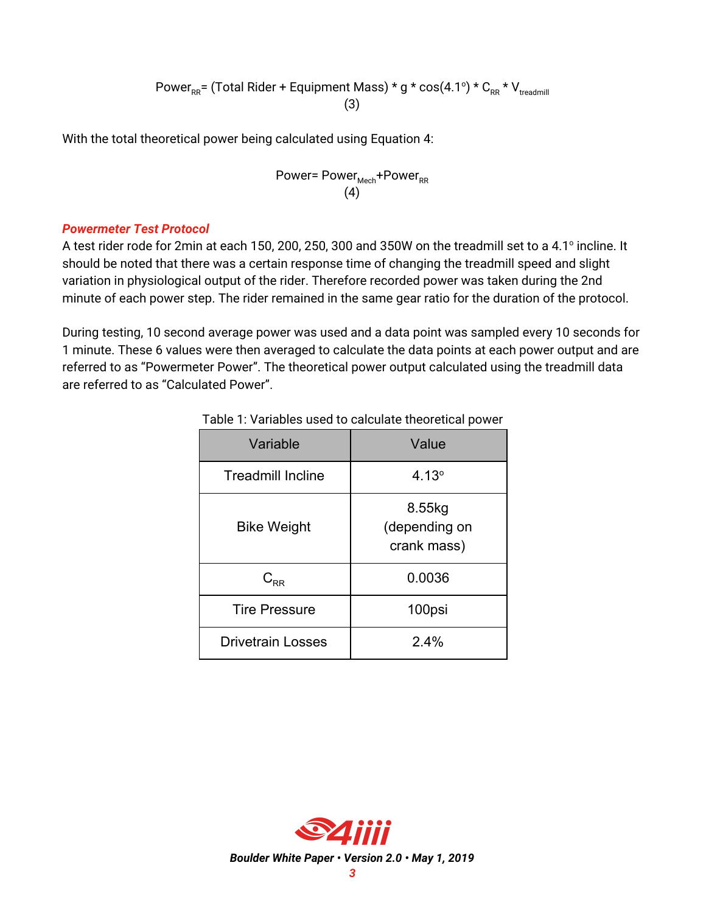$$Power_{RR} = (\text{Total Rider + Equipment Mass}) * g * \cos(4.1^{\circ}) * C_{RR} * V_{treadmill} \tag{3}$$

With the total theoretical power being calculated using Equation 4:

$$Power = Power_{Mech} + Power_{RR} \tag{4}$$

***Powermeter Test Protocol***

A test rider rode for 2min at each 150, 200, 250, 300 and 350W on the treadmill set to a 4.1° incline. It should be noted that there was a certain response time of changing the treadmill speed and slight variation in physiological output of the rider. Therefore recorded power was taken during the 2nd minute of each power step. The rider remained in the same gear ratio for the duration of the protocol.

During testing, 10 second average power was used and a data point was sampled every 10 seconds for 1 minute. These 6 values were then averaged to calculate the data points at each power output and are referred to as "Powermeter Power". The theoretical power output calculated using the treadmill data are referred to as "Calculated Power".

Table 1: Variables used to calculate theoretical power

| Variable | Value |
|---|---|
| Treadmill Incline | 4.13° |
| Bike Weight | 8.55kg (depending on crank mass) |
| $C_{RR}$ | 0.0036 |
| Tire Pressure | 100psi |
| Drivetrain Losses | 2.4% |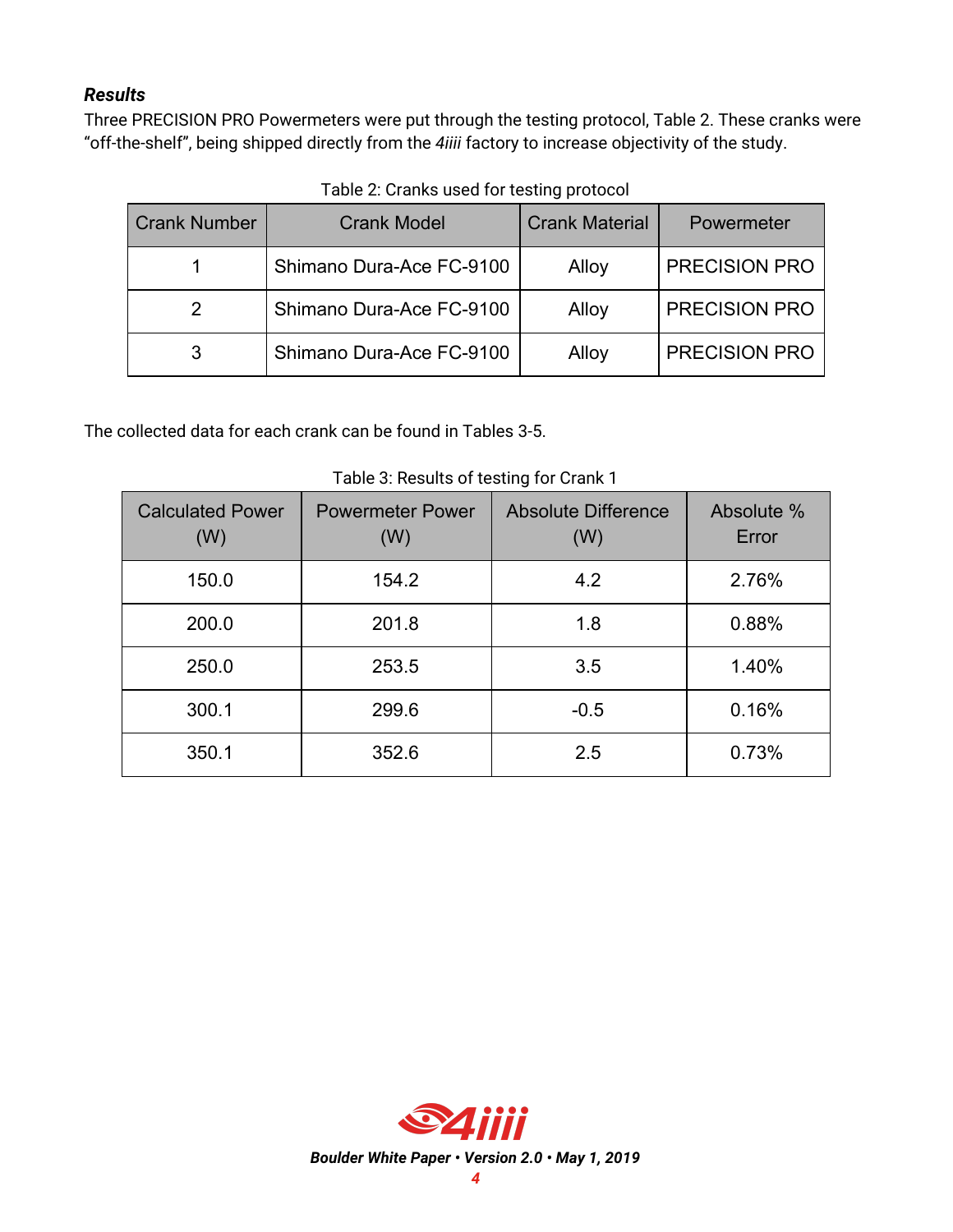### ***Results***

Three PRECISION PRO Powermeters were put through the testing protocol, Table 2. These cranks were "off-the-shelf", being shipped directly from the *4iiii* factory to increase objectivity of the study.

Table 2: Cranks used for testing protocol

| Crank Number | Crank Model | Crank Material | Powermeter |
|---|---|---|---|
| 1 | Shimano Dura-Ace FC-9100 | Alloy | PRECISION PRO |
| 2 | Shimano Dura-Ace FC-9100 | Alloy | PRECISION PRO |
| 3 | Shimano Dura-Ace FC-9100 | Alloy | PRECISION PRO |

The collected data for each crank can be found in Tables 3-5.

Table 3: Results of testing for Crank 1

| Calculated Power (W) | Powermeter Power (W) | Absolute Difference (W) | Absolute % Error |
|---|---|---|---|
| 150.0 | 154.2 | 4.2 | 2.76% |
| 200.0 | 201.8 | 1.8 | 0.88% |
| 250.0 | 253.5 | 3.5 | 1.40% |
| 300.1 | 299.6 | -0.5 | 0.16% |
| 350.1 | 352.6 | 2.5 | 0.73% |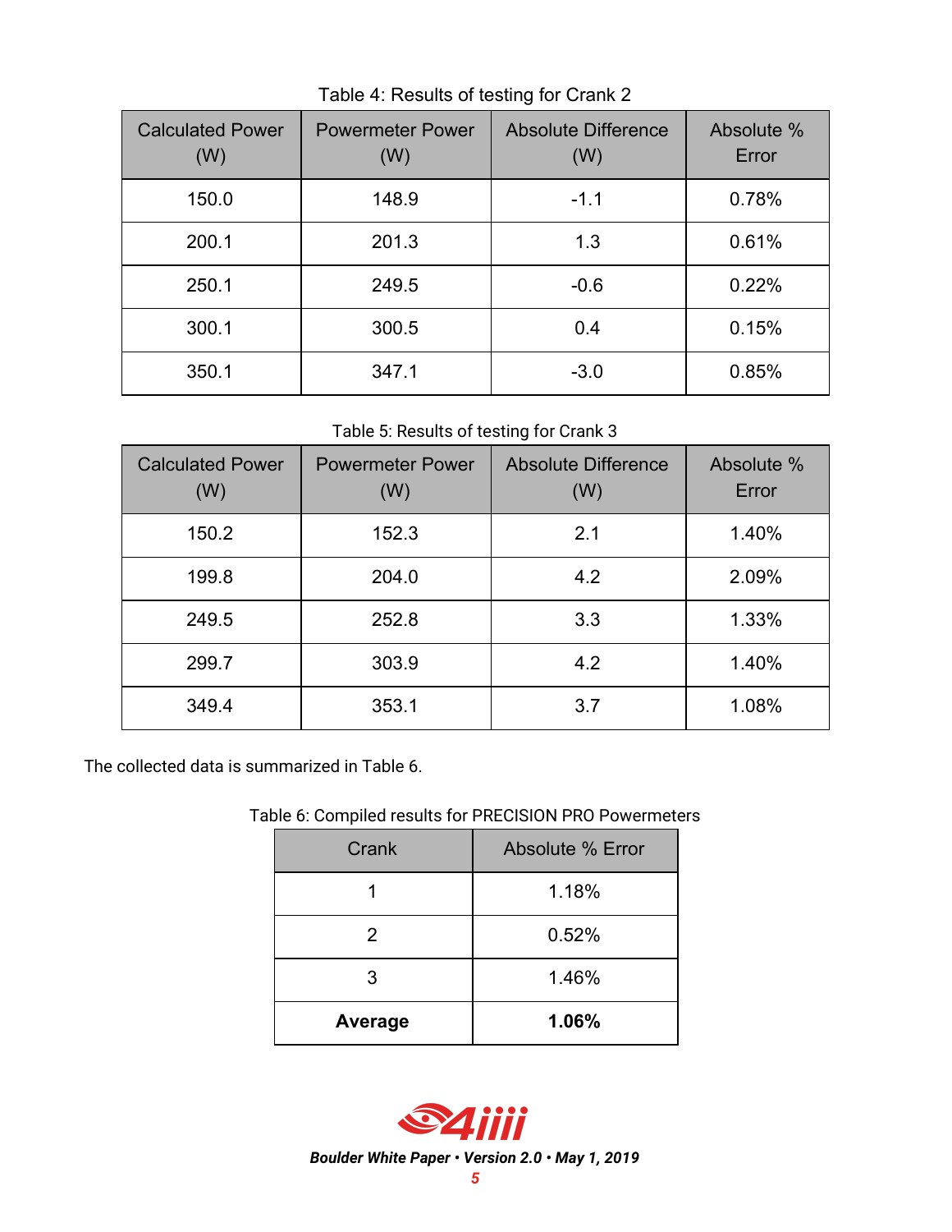Table 4: Results of testing for Crank 2

| Calculated Power (W) | Powermeter Power (W) | Absolute Difference (W) | Absolute % Error |
|---|---|---|---|
| 150.0 | 148.9 | -1.1 | 0.78% |
| 200.1 | 201.3 | 1.3 | 0.61% |
| 250.1 | 249.5 | -0.6 | 0.22% |
| 300.1 | 300.5 | 0.4 | 0.15% |
| 350.1 | 347.1 | -3.0 | 0.85% |

Table 5: Results of testing for Crank 3

| Calculated Power (W) | Powermeter Power (W) | Absolute Difference (W) | Absolute % Error |
|---|---|---|---|
| 150.2 | 152.3 | 2.1 | 1.40% |
| 199.8 | 204.0 | 4.2 | 2.09% |
| 249.5 | 252.8 | 3.3 | 1.33% |
| 299.7 | 303.9 | 4.2 | 1.40% |
| 349.4 | 353.1 | 3.7 | 1.08% |

The collected data is summarized in Table 6.

Table 6: Compiled results for PRECISION PRO Powermeters

| Crank | Absolute % Error |
|---|---|
| 1 | 1.18% |
| 2 | 0.52% |
| 3 | 1.46% |
| **Average** | **1.06%** |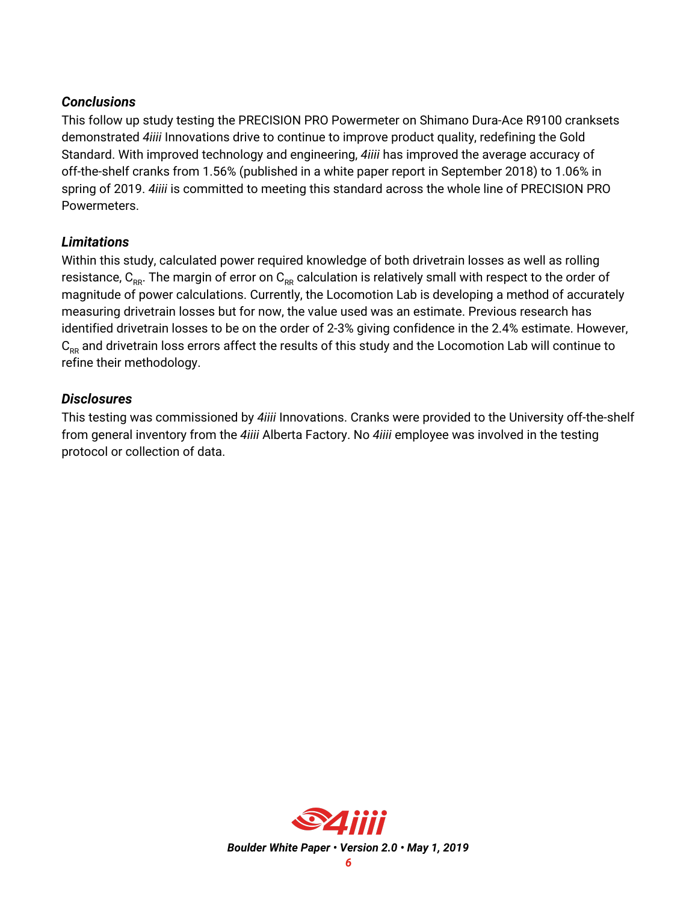### *Conclusions*

This follow up study testing the PRECISION PRO Powermeter on Shimano Dura-Ace R9100 cranksets demonstrated *4iiii* Innovations drive to continue to improve product quality, redefining the Gold Standard. With improved technology and engineering, *4iiii* has improved the average accuracy of off-the-shelf cranks from 1.56% (published in a white paper report in September 2018) to 1.06% in spring of 2019. *4iiii* is committed to meeting this standard across the whole line of PRECISION PRO Powermeters.

### *Limitations*

Within this study, calculated power required knowledge of both drivetrain losses as well as rolling resistance, $C_{RR}$. The margin of error on $C_{RR}$ calculation is relatively small with respect to the order of magnitude of power calculations. Currently, the Locomotion Lab is developing a method of accurately measuring drivetrain losses but for now, the value used was an estimate. Previous research has identified drivetrain losses to be on the order of 2-3% giving confidence in the 2.4% estimate. However, $C_{RR}$ and drivetrain loss errors affect the results of this study and the Locomotion Lab will continue to refine their methodology.

### *Disclosures*

This testing was commissioned by *4iiii* Innovations. Cranks were provided to the University off-the-shelf from general inventory from the *4iiii* Alberta Factory. No *4iiii* employee was involved in the testing protocol or collection of data.